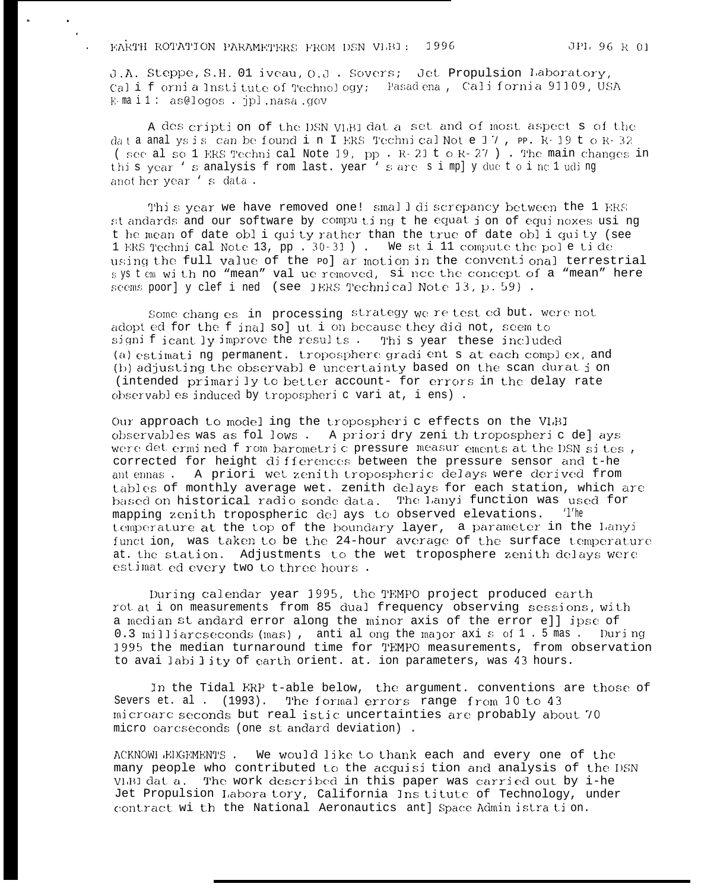# EARTH ROTATION PARAMETERS FROM DSN VLBI: 1996

JPL 96 R 01

J.A. Steppe, S.H. Oliveau, O.J. Sovers; Jet Propulsion Laboratory, California Institute of Technology; Pasadena, California 91109, USA
E-mail: as@logos.jpl.nasa.gov

A description of the DSN VLBI data set and of most aspects of the data analysis can be found in IERS Technical Note 17, pp. R-19 to R-32 (see also IERS Technical Note 19, pp. R-21 to R-27). The main changes in this year's analysis from last year's are simply due to including another year's data.

This year we have removed one small discrepancy between the IERS standards and our software by computing the equation of equinoxes using the mean of date obliquity rather than the true of date obliquity (see IERS Technical Note 13, pp. 30-31). We still compute the pole tide using the full value of the polar motion in the conventional terrestrial system with no "mean" value removed, since the concept of a "mean" here seems poorly defined (see IERS Technical Note 13, p. 59).

Some changes in processing strategy were tested but were not adopted for the final solution because they did not seem to significantly improve the results. This year these included (a) estimating permanent troposphere gradients at each complex, and (b) adjusting the observable uncertainty based on the scan duration (intended primarily to better account for errors in the delay rate observables induced by tropospheric variations).

Our approach to modeling the tropospheric effects on the VLBI observables was as follows. A priori dry zenith tropospheric delays were determined from barometric pressure measurements at the DSN sites, corrected for height differences between the pressure sensor and the antennas. A priori wet zenith tropospheric delays were derived from tables of monthly average wet zenith delays for each station, which are based on historical radio sonde data. The Lanyi function was used for mapping zenith tropospheric delays to observed elevations. The temperature at the top of the boundary layer, a parameter in the Lanyi function, was taken to be the 24-hour average of the surface temperature at the station. Adjustments to the wet troposphere zenith delays were estimated every two to three hours.

During calendar year 1995, the TEMPO project produced earth rotation measurements from 85 dual frequency observing sessions, with a median standard error along the minor axis of the error ellipse of 0.3 milliarcseconds (mas), and along the major axis of 1.5 mas. During 1995 the median turnaround time for TEMPO measurements, from observation to availability of earth orientation parameters, was 43 hours.

In the Tidal ERP table below, the argument conventions are those of Sovers et. al. (1993). The formal errors range from 10 to 43 microarcseconds but realistic uncertainties are probably about 70 microarcseconds (one standard deviation).

ACKNOWLEDGEMENTS. We would like to thank each and every one of the many people who contributed to the acquisition and analysis of the DSN VLBI data. The work described in this paper was carried out by the Jet Propulsion Laboratory, California Institute of Technology, under contract with the National Aeronautics and Space Administration.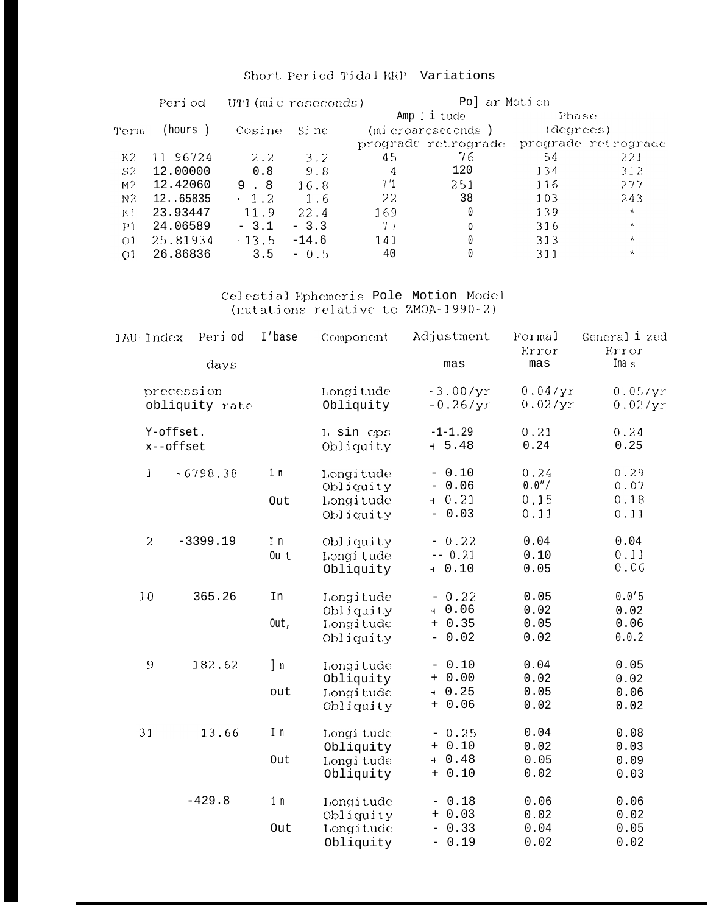## Short Period Tidal ERP Variations

| Term | Period (hours) | UT1 (microseconds) Cosine | UT1 (microseconds) Sine | Polar Motion Amplitude (microarcseconds) prograde | Polar Motion Amplitude (microarcseconds) retrograde | Polar Motion Phase (degrees) prograde | Polar Motion Phase (degrees) retrograde |
|---|---|---|---|---|---|---|---|
| K2 | 11.96724 | 2.2 | 3.2 | 45 | 76 | 54 | 221 |
| S2 | 12.00000 | 0.8 | 9.8 | 4 | 120 | 134 | 312 |
| M2 | 12.42060 | 9.8 | 16.8 | 71 | 251 | 116 | 277 |
| N2 | 12.65835 | - 1.2 | 1.6 | 22 | 38 | 103 | 243 |
| K1 | 23.93447 | 11.9 | 22.4 | 169 | 0 | 139 | * |
| P1 | 24.06589 | - 3.1 | - 3.3 | 77 | 0 | 316 | * |
| O1 | 25.81934 | -13.5 | -14.6 | 141 | 0 | 313 | * |
| Q1 | 26.86836 | 3.5 | - 0.5 | 40 | 0 | 311 | * |

## Celestial Ephemeris Pole Motion Model
(nutations relative to ZMOA-1990-2)

| IAU Index | Period days | Phase | Component | Adjustment mas | Formal Error mas | Generalized Error mas |
|---|---|---|---|---|---|---|
| precession | | | Longitude | -3.00/yr | 0.04/yr | 0.05/yr |
| obliquity rate | | | Obliquity | -0.26/yr | 0.02/yr | 0.02/yr |
| Y-offset. | | | L sin eps | -1-1.29 | 0.21 | 0.24 |
| x--offset | | | Obliquity | + 5.48 | 0.24 | 0.25 |
| 1 | -6798.38 | In | Longitude | - 0.10 | 0.24 | 0.29 |
| | | | Obliquity | - 0.06 | 0.07 | 0.07 |
| | | Out | Longitude | + 0.21 | 0.15 | 0.18 |
| | | | Obliquity | - 0.03 | 0.11 | 0.11 |
| 2 | -3399.19 | In | Obliquity | - 0.22 | 0.04 | 0.04 |
| | | Out | Longitude | -- 0.21 | 0.10 | 0.11 |
| | | | Obliquity | + 0.10 | 0.05 | 0.06 |
| 10 | 365.26 | In | Longitude | - 0.22 | 0.05 | 0.05 |
| | | | Obliquity | + 0.06 | 0.02 | 0.02 |
| | | Out, | Longitude | + 0.35 | 0.05 | 0.06 |
| | | | Obliquity | - 0.02 | 0.02 | 0.02 |
| 9 | 182.62 | In | Longitude | - 0.10 | 0.04 | 0.05 |
| | | | Obliquity | + 0.00 | 0.02 | 0.02 |
| | | out | Longitude | + 0.25 | 0.05 | 0.06 |
| | | | Obliquity | + 0.06 | 0.02 | 0.02 |
| 31 | 13.66 | In | Longitude | - 0.25 | 0.04 | 0.08 |
| | | | Obliquity | + 0.10 | 0.02 | 0.03 |
| | | Out | Longitude | + 0.48 | 0.05 | 0.09 |
| | | | Obliquity | + 0.10 | 0.02 | 0.03 |
| | -429.8 | In | Longitude | - 0.18 | 0.06 | 0.06 |
| | | | Obliquity | + 0.03 | 0.02 | 0.02 |
| | | Out | Longitude | - 0.33 | 0.04 | 0.05 |
| | | | Obliquity | - 0.19 | 0.02 | 0.02 |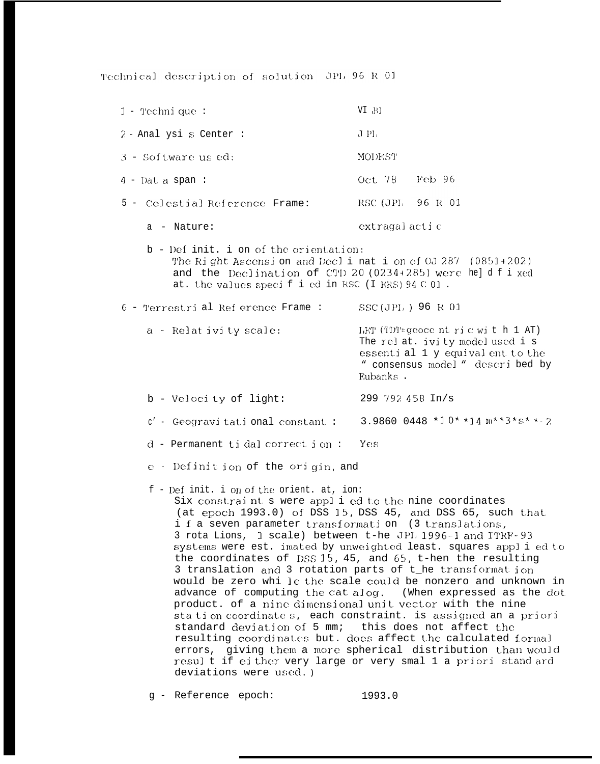Technical description of solution JPL 96 R 01

1 - Technique : VLBI

2 - Analysis Center : JPL

3 - Software used: MODEST

4 - Data span : Oct 78 Feb 96

5 - Celestial Reference Frame: RSC (JPL 96 R 01

a - Nature: extragalactic

b - Definition of the orientation:
The Right Ascension and Declination of OJ 287 (0851+202) and the Declination of CTD 20 (0234+285) were held fixed at the values specified in RSC (IERS) 94 C 01 .

6 - Terrestrial Reference Frame : SSC(JPL) 96 R 01

a - Relativity scale: LET (TDT=geocentric with 1 AT) The relativity model used is essentially equivalent to the "consensus model" described by Eubanks .

b - Velocity of light: 299 792 458 m/s

c - Geogravitational constant : 3.9860 0448 *10**14 m**3*s**-2

d - Permanent tidal correction : Yes

e - Definition of the origin, and

f - Definition of the orientation:
Six constraints were applied to the nine coordinates (at epoch 1993.0) of DSS 15, DSS 45, and DSS 65, such that if a seven parameter transformation (3 translations, 3 rotations, 1 scale) between the JPL 1996-1 and ITRF-93 systems were estimated by unweighted least squares applied to the coordinates of DSS 15, 45, and 65, then the resulting 3 translation and 3 rotation parts of the transformation would be zero while the scale could be nonzero and unknown in advance of computing the catalog. (When expressed as the dot product of a nine dimensional unit vector with the nine station coordinates, each constraint is assigned an a priori standard deviation of 5 mm; this does not affect the resulting coordinates but does affect the calculated formal errors, giving them a more spherical distribution than would result if either very large or very small a priori standard deviations were used.)

g - Reference epoch: 1993.0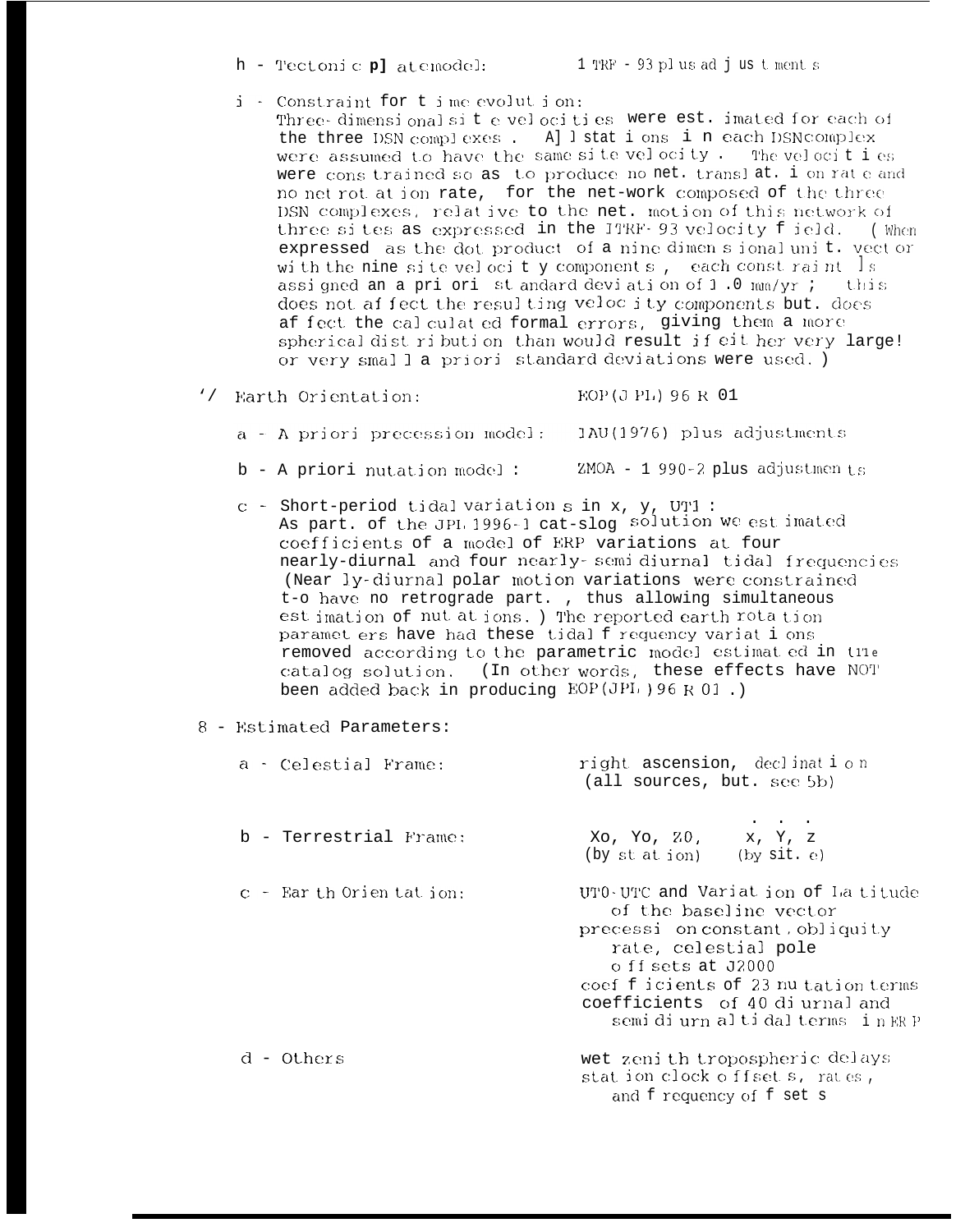h - Tectonic plate model: ITRF-93 plus adjustments

i - Constraint for time evolution:
Three-dimensional site velocities were estimated for each of the three DSN complexes. All stations in each DSN complex were assumed to have the same site velocity. The velocities were constrained so as to produce no net translation rate and no net rotation rate, for the network composed of the three DSN complexes, relative to the net motion of this network of three sites as expressed in the ITRF-93 velocity field. (When expressed as the dot product of a nine dimensional unit vector with the nine site velocity components, each constraint is assigned an a priori standard deviation of 1.0 mm/yr; this does not affect the resulting velocity components but does affect the calculated formal errors, giving them a more spherical distribution than would result if either very large or very small a priori standard deviations were used.)

7 - Earth Orientation: EOP(JPL) 96 R 01

a - A priori precession model: IAU(1976) plus adjustments

b - A priori nutation model: ZMOA - 1990-2 plus adjustments

c - Short-period tidal variations in x, y, UT1:
As part of the JPL 1996-1 catalog solution we estimated coefficients of a model of ERP variations at four nearly-diurnal and four nearly-semidiurnal tidal frequencies. (Nearly-diurnal polar motion variations were constrained to have no retrograde part, thus allowing simultaneous estimation of nutations.) The reported earth rotation parameters have had these tidal frequency variations removed according to the parametric model estimated in the catalog solution. (In other words, these effects have NOT been added back in producing EOP(JPL)96 R 01.)

8 - Estimated Parameters:

a - Celestial Frame: right ascension, declination (all sources, but see 5b)

b - Terrestrial Frame: $X_0, Y_0, Z_0$ (by station), $\dot{X}, \dot{Y}, \dot{Z}$ (by site)

c - Earth Orientation: UT0-UTC and Variation of Latitude of the baseline vector
precession constant, obliquity rate, celestial pole offsets at J2000
coefficients of 23 nutation terms
coefficients of 40 diurnal and semidiurnal tidal terms in ERP

d - Others: wet zenith tropospheric delays
station clock offsets, rates, and frequency offsets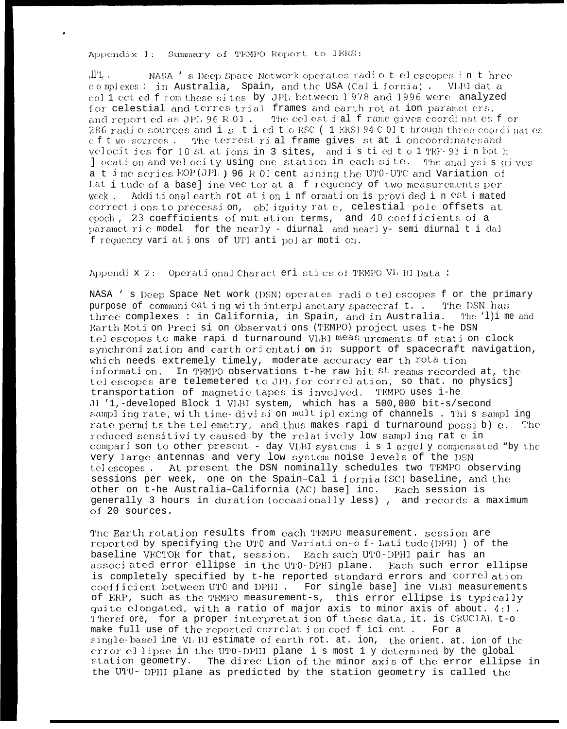## Appendix 1: Summary of TEMPO Report to IERS:

JPL. NASA's Deep Space Network operates radio telescopes in three complexes: in Australia, Spain, and the USA (California). VLBI data collected from these sites by JPL between 1978 and 1996 were analyzed for celestial and terrestrial frames and earth rotation parameters, and reported as JPL 96 R 01. The celestial frame gives coordinates for 286 radio sources and is tied to RSC (IERS) 94 C 01 through three coordinates of two sources. The terrestrial frame gives station coordinates and velocities for 10 stations in 3 sites, and is tied to ITRF-93 in both location and velocity using one station in each site. The analysis gives a time series EOP(JPL) 96 R 01 containing the UT0-UTC and Variation of Latitude of a baseline vector at a frequency of two measurements per week. Additional earth rotation information is provided in estimated corrections to precession, obliquity rate, celestial pole offsets at epoch, 23 coefficients of nutation terms, and 40 coefficients of a parametric model for the nearly-diurnal and nearly-semi diurnal tidal frequency variations of UT1 and polar motion.

## Appendix 2: Operational Characteristics of TEMPO VLBI Data:

NASA's Deep Space Network (DSN) operates radio telescopes for the primary purpose of communicating with interplanetary spacecraft. The DSN has three complexes: in California, in Spain, and in Australia. The Time and Earth Motion Precision Observations (TEMPO) project uses the DSN telescopes to make rapid turnaround VLBI measurements of station clock synchronization and earth orientation in support of spacecraft navigation, which needs extremely timely, moderate accuracy earth rotation information. In TEMPO observations the raw bit streams recorded at the telescopes are telemetered to JPL for correlation, so that no physical transportation of magnetic tapes is involved. TEMPO uses the JPL-developed Block 1 VLBI system, which has a 500,000 bit-s/second sampling rate, with time-division multiplexing of channels. This sampling rate permits the telemetry, and thus makes rapid turnaround possible. The reduced sensitivity caused by the relatively low sampling rate in comparison to other present-day VLBI systems is largely compensated by the very large antennas and very low system noise levels of the DSN telescopes. At present the DSN nominally schedules two TEMPO observing sessions per week, one on the Spain–California (SC) baseline, and the other on the Australia–California (AC) baseline. Each session is generally 3 hours in duration (occasionally less), and records a maximum of 20 sources.

The Earth rotation results from each TEMPO measurement session are reported by specifying the UT0 and Variation-of-Latitude (DPHI) of the baseline VECTOR for that session. Each such UT0-DPHI pair has an associated error ellipse in the UT0-DPHI plane. Each such error ellipse is completely specified by the reported standard errors and correlation coefficient between UT0 and DPHI. For single baseline VLBI measurements of ERP, such as the TEMPO measurements, this error ellipse is typically quite elongated, with a ratio of major axis to minor axis of about 4:1. Therefore, for a proper interpretation of these data, it is CRUCIAL to make full use of the reported correlation coefficient. For a single-baseline VLBI estimate of earth rotation, the orientation of the error ellipse in the UT0-DPHI plane is mostly determined by the global station geometry. The direction of the minor axis of the error ellipse in the UT0-DPHI plane as predicted by the station geometry is called the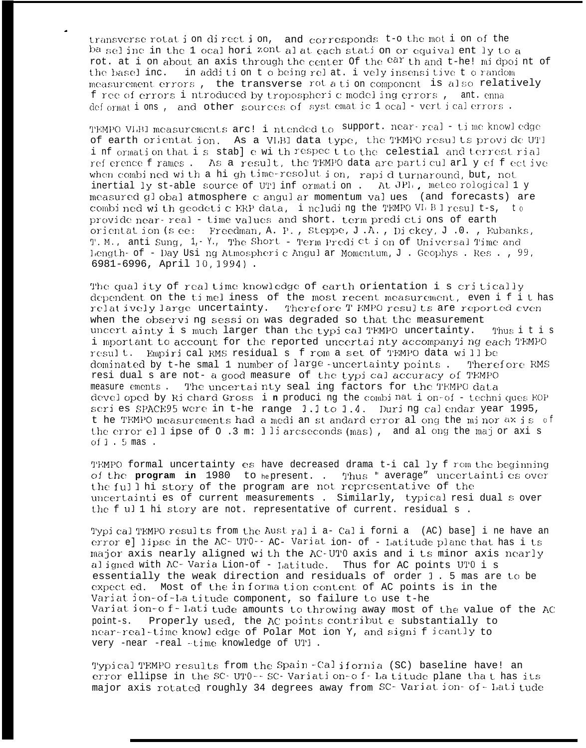transverse rotation direction, and corresponds to the motion of the baseline in the local horizontal at each station or equivalently to a rotation about an axis through the center of the earth and the midpoint of the baseline. In addition to being relatively insensitive to random measurement errors, the transverse rotation component is also relatively free of errors introduced by tropospheric modeling errors, antenna deformations, and other sources of systematic local-vertical errors.

TEMPO VLBI measurements are intended to support near-real-time knowledge of earth orientation. As a VLBI data type, the TEMPO results provide UT1 information that is stable with respect to the celestial and terrestrial reference frames. As a result, the TEMPO data are particularly effective when combined with a high time-resolution, rapid turnaround, but, not inertially stable source of UT1 information. At JPL, meteorologically measured global atmosphere angular momentum values (and forecasts) are combined with geodetic ERP data, including the TEMPO VLBI results, to provide near-real-time values and short term predictions of earth orientation (see: Freedman, A. P., Steppe, J.A., Dickey, J.O., Eubanks, T.M., and Sung, L.-Y., The Short-Term Prediction of Universal Time and Length-of-Day Using Atmospheric Angular Momentum, J. Geophys. Res., 99, 6981-6996, April 10, 1994).

The quality of real time knowledge of earth orientation is critically dependent on the timeliness of the most recent measurement, even if it has relatively large uncertainty. Therefore TEMPO results are reported even when the observing session was degraded so that the measurement uncertainty is much larger than the typical TEMPO uncertainty. Thus it is important to account for the reported uncertainty accompanying each TEMPO result. Empirical RMS residuals from a set of TEMPO data will be dominated by the small number of large-uncertainty points. Therefore RMS residuals are not a good measure of the typical accuracy of TEMPO measurements. The uncertainty scaling factors for the TEMPO data developed by Richard Gross in producing the combination-of-techniques EOP series SPACE95 were in the range 1.1 to 1.4. During calendar year 1995, the TEMPO measurements had a median standard error along the minor axis of the error ellipse of 0.3 milliarcseconds (mas), and along the major axis of 1.5 mas.

TEMPO formal uncertainties have decreased dramatically from the beginning of the **program in** 1980 to the present. Thus "average" uncertainties over the full history of the program are not representative of the uncertainties of current measurements. Similarly, typical residuals over the full history are not representative of current residuals.

Typical TEMPO results from the Australia-California (AC) baseline have an error ellipse in the AC-UT0--AC-Variation-of-Latitude plane that has its major axis nearly aligned with the AC-UT0 axis and its minor axis nearly aligned with AC-Variation-of-Latitude. Thus for AC points UT0 is essentially the weak direction and residuals of order 1.5 mas are to be expected. Most of the information content of AC points is in the Variation-of-Latitude component, so failure to use the Variation-of-Latitude amounts to throwing away most of the value of the AC points. Properly used, the AC points contribute substantially to near-real-time knowledge of Polar Motion Y, and significantly to very-near-real-time knowledge of UT1.

Typical TEMPO results from the Spain-California (SC) baseline have an error ellipse in the SC-UT0--SC-Variation-of-Latitude plane that has its major axis rotated roughly 34 degrees away from SC-Variation-of-Latitude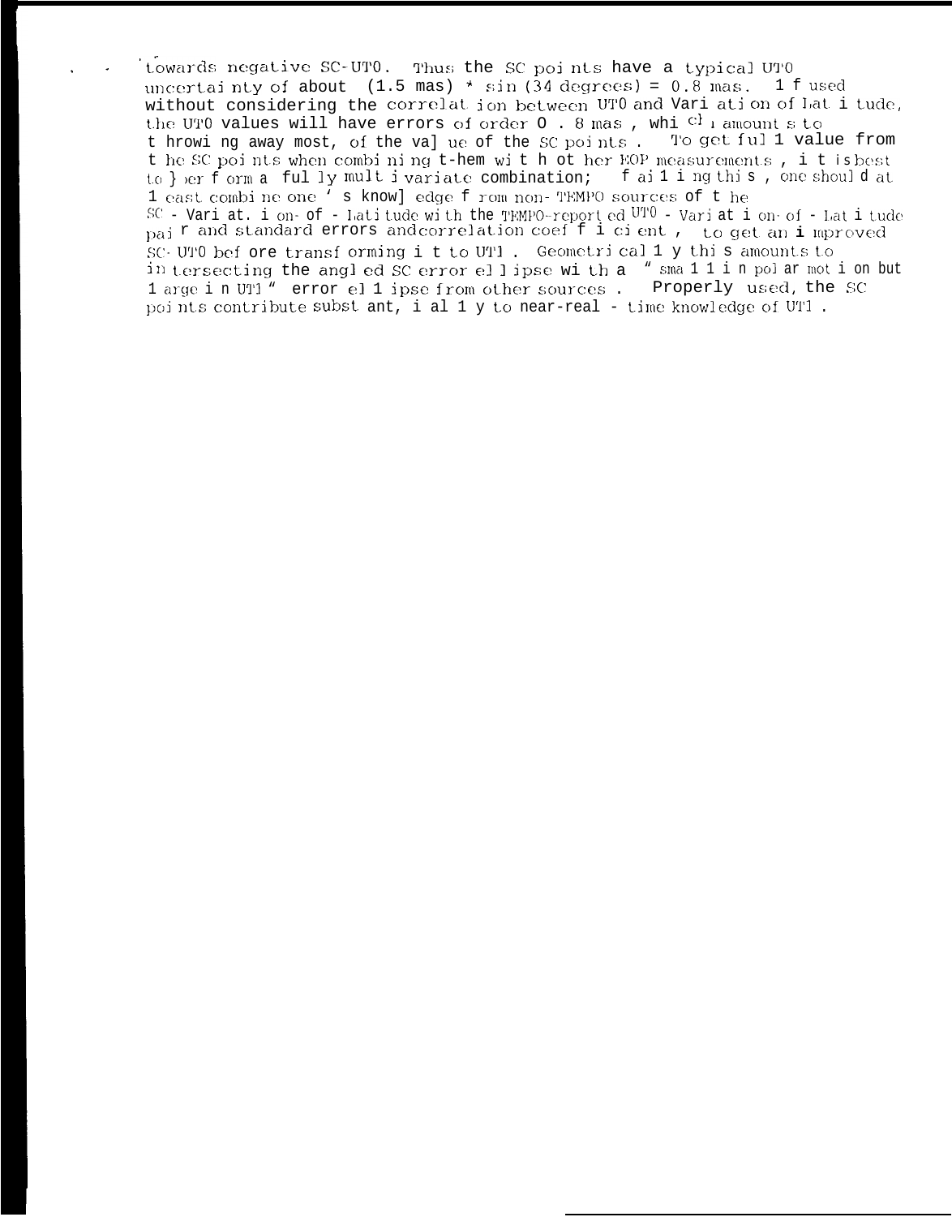towards negative SC-UT0. Thus the SC points have a typical UT0 uncertainty of about (1.5 mas) * sin (34 degrees) = 0.8 mas. If used without considering the correlation between UT0 and Variation of Latitude, the UT0 values will have errors of order 0.8 mas, which amounts to throwing away most of the value of the SC points. To get full value from the SC points when combining them with other EOP measurements, it is best to perform a fully multivariate combination; failing this, one should at least combine one's knowledge from non-TEMPO sources of the SC-Variation-of-Latitude with the TEMPO-reported UT0-Variation-of-Latitude pair and standard errors and correlation coefficient, to get an improved SC-UT0 before transforming it to UT1. Geometrically this amounts to intersecting the angled SC error ellipse with a "small in polar motion but large in UT1" error ellipse from other sources. Properly used, the SC points contribute substantially to near-real-time knowledge of UT1.